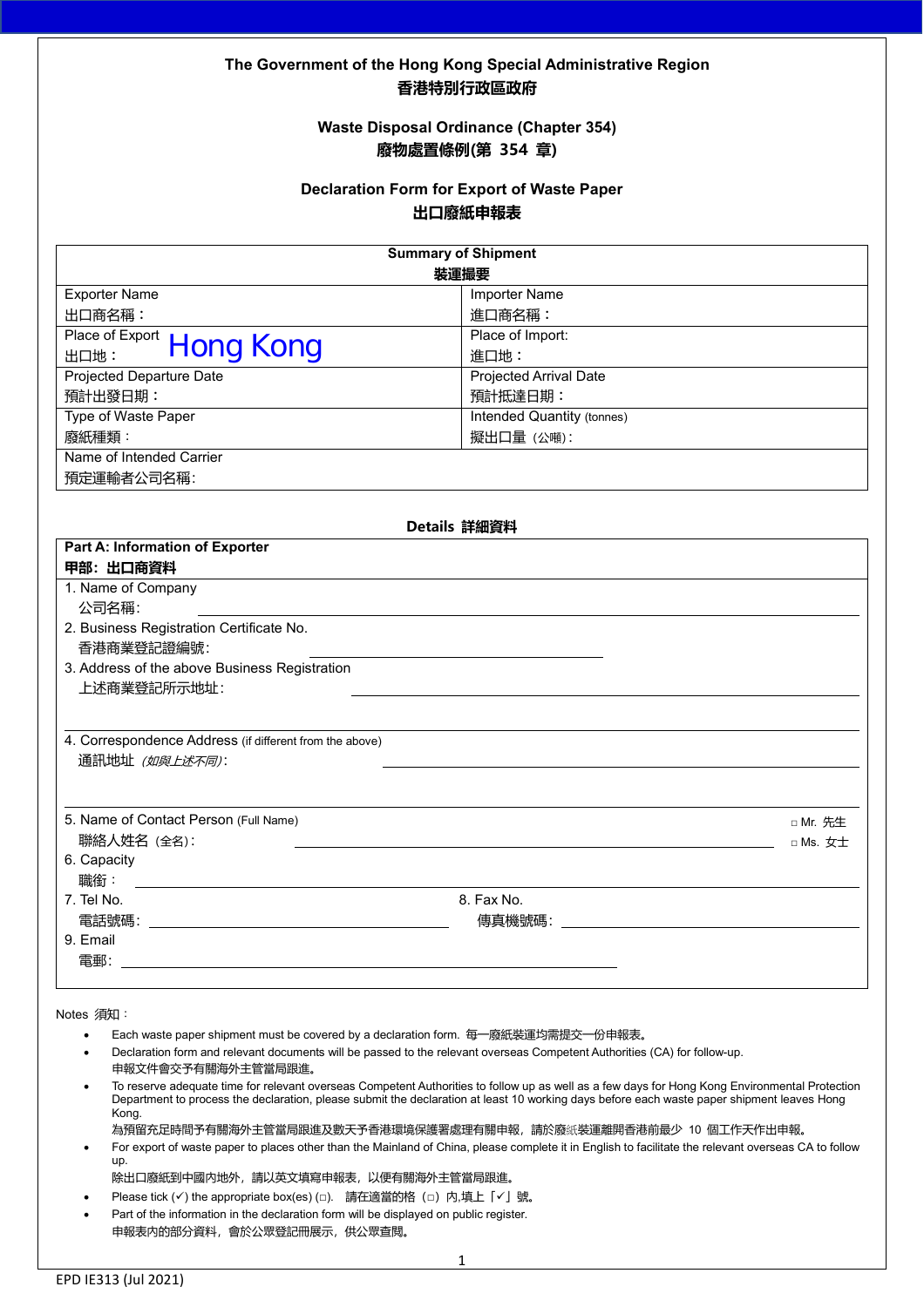**The Government of the Hong Kong Special Administrative Region**
**香港特別行政區政府**

**Waste Disposal Ordinance (Chapter 354)**
**廢物處置條例(第 354 章)**

**Declaration Form for Export of Waste Paper**
**出口廢紙申報表**

| **Summary of Shipment 裝運撮要** | |
|---|---|
| Exporter Name<br>出口商名稱： | Importer Name<br>進口商名稱： |
| Place of Export<br>出口地： Hong Kong | Place of Import:<br>進口地： |
| Projected Departure Date<br>預計出發日期： | Projected Arrival Date<br>預計抵達日期： |
| Type of Waste Paper<br>廢紙種類： | Intended Quantity (tonnes)<br>擬出口量（公噸）: |
| Name of Intended Carrier<br>預定運輸者公司名稱: | |

**Details 詳細資料**

**Part A: Information of Exporter**
**甲部：出口商資料**

1. Name of Company
   公司名稱: ____________________
2. Business Registration Certificate No.
   香港商業登記證編號: ____________________
3. Address of the above Business Registration
   上述商業登記所示地址: ____________________
4. Correspondence Address (if different from the above)
   通訊地址 *(如與上述不同)*: ____________________
5. Name of Contact Person (Full Name)
   聯絡人姓名（全名）: ____________________ □ Mr. 先生 □ Ms. 女士
6. Capacity
   職銜： ____________________
7. Tel No.
   電話號碼: ____________________
8. Fax No.
   傳真機號碼: ____________________
9. Email
   電郵: ____________________

Notes 須知：

- Each waste paper shipment must be covered by a declaration form. 每一廢紙裝運均需提交一份申報表。
- Declaration form and relevant documents will be passed to the relevant overseas Competent Authorities (CA) for follow-up.
  申報文件會交予有關海外主管當局跟進。
- To reserve adequate time for relevant overseas Competent Authorities to follow up as well as a few days for Hong Kong Environmental Protection Department to process the declaration, please submit the declaration at least 10 working days before each waste paper shipment leaves Hong Kong.
  為預留充足時間予有關海外主管當局跟進及數天予香港環境保護署處理有關申報，請於廢紙裝運離開香港前最少 10 個工作天作出申報。
- For export of waste paper to places other than the Mainland of China, please complete it in English to facilitate the relevant overseas CA to follow up.
  除出口廢紙到中國內地外，請以英文填寫申報表，以便有關海外主管當局跟進。
- Please tick (✓) the appropriate box(es) (□). 請在適當的格（□）內,填上「✓」號。
- Part of the information in the declaration form will be displayed on public register.
  申報表內的部分資料，會於公眾登記冊展示，供公眾查閱。

EPD IE313 (Jul 2021)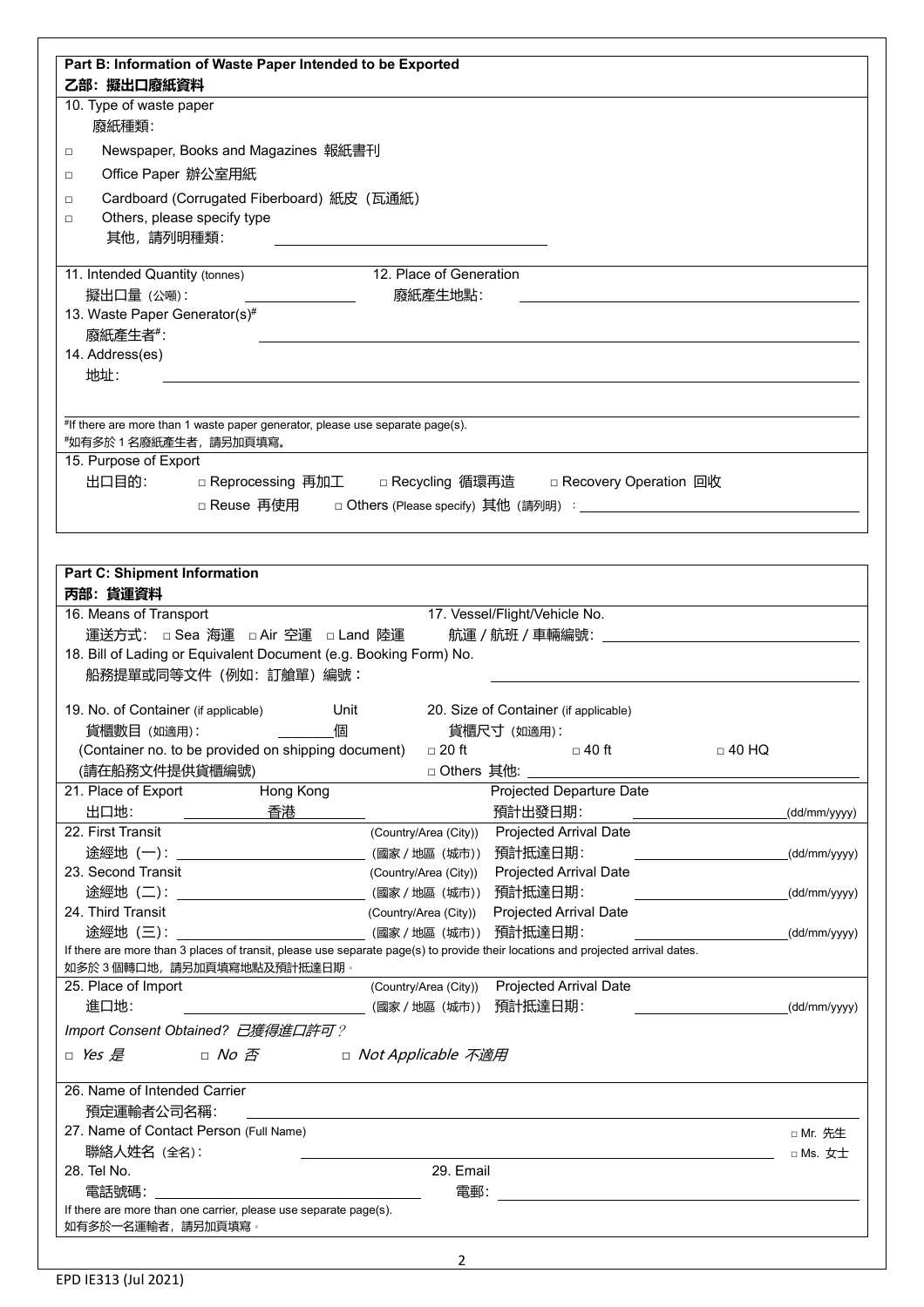## Part B: Information of Waste Paper Intended to be Exported
## 乙部：擬出口廢紙資料

10. Type of waste paper
 廢紙種類:

□ Newspaper, Books and Magazines 報紙書刊

□ Office Paper 辦公室用紙

□ Cardboard (Corrugated Fiberboard) 紙皮（瓦通紙）

□ Others, please specify type
 其他，請列明種類: ______________________________

11. Intended Quantity (tonnes)
 擬出口量（公噸）: ______________

12. Place of Generation
 廢紙產生地點: ______________________________

13. Waste Paper Generator(s)#
 廢紙產生者#: ______________________________

14. Address(es)
 地址: ______________________________

______________________________

#If there are more than 1 waste paper generator, please use separate page(s).
#如有多於 1 名廢紙產生者，請另加頁填寫。

15. Purpose of Export
 出口目的: □ Reprocessing 再加工 □ Recycling 循環再造 □ Recovery Operation 回收
 □ Reuse 再使用 □ Others (Please specify) 其他（請列明）: ______________________________

## Part C: Shipment Information
## 丙部：貨運資料

16. Means of Transport
 運送方式: □ Sea 海運 □ Air 空運 □ Land 陸運

17. Vessel/Flight/Vehicle No.
 航運 / 航班 / 車輛編號: ______________________________

18. Bill of Lading or Equivalent Document (e.g. Booking Form) No.
 船務提單或同等文件（例如：訂艙單）編號： ______________________________

19. No. of Container (if applicable) Unit
 貨櫃數目（如適用）: ______ 個
 (Container no. to be provided on shipping document)
 (請在船務文件提供貨櫃編號)

20. Size of Container (if applicable)
 貨櫃尺寸（如適用）:
 □ 20 ft □ 40 ft □ 40 HQ
 □ Others 其他: ______________________________

21. Place of Export 出口地: Hong Kong 香港
 Projected Departure Date 預計出發日期: ______________ (dd/mm/yyyy)

22. First Transit 途經地（一）: ______________ (Country/Area (City)) (國家 / 地區（城市）)
 Projected Arrival Date 預計抵達日期: ______________ (dd/mm/yyyy)

23. Second Transit 途經地（二）: ______________ (Country/Area (City)) (國家 / 地區（城市）)
 Projected Arrival Date 預計抵達日期: ______________ (dd/mm/yyyy)

24. Third Transit 途經地（三）: ______________ (Country/Area (City)) (國家 / 地區（城市）)
 Projected Arrival Date 預計抵達日期: ______________ (dd/mm/yyyy)

If there are more than 3 places of transit, please use separate page(s) to provide their locations and projected arrival dates.
如多於 3 個轉口地，請另加頁填寫地點及預計抵達日期。

25. Place of Import 進口地: ______________ (Country/Area (City)) (國家 / 地區（城市）)
 Projected Arrival Date 預計抵達日期: ______________ (dd/mm/yyyy)

*Import Consent Obtained? 已獲得進口許可？*

□ *Yes 是* □ *No 否* □ *Not Applicable 不適用*

26. Name of Intended Carrier
 預定運輸者公司名稱: ______________________________

27. Name of Contact Person (Full Name)
 聯絡人姓名（全名）: ______________________________ □ Mr. 先生 □ Ms. 女士

28. Tel No.
 電話號碼: ______________________________

29. Email
 電郵: ______________________________

If there are more than one carrier, please use separate page(s).
如有多於一名運輸者，請另加頁填寫。

EPD IE313 (Jul 2021)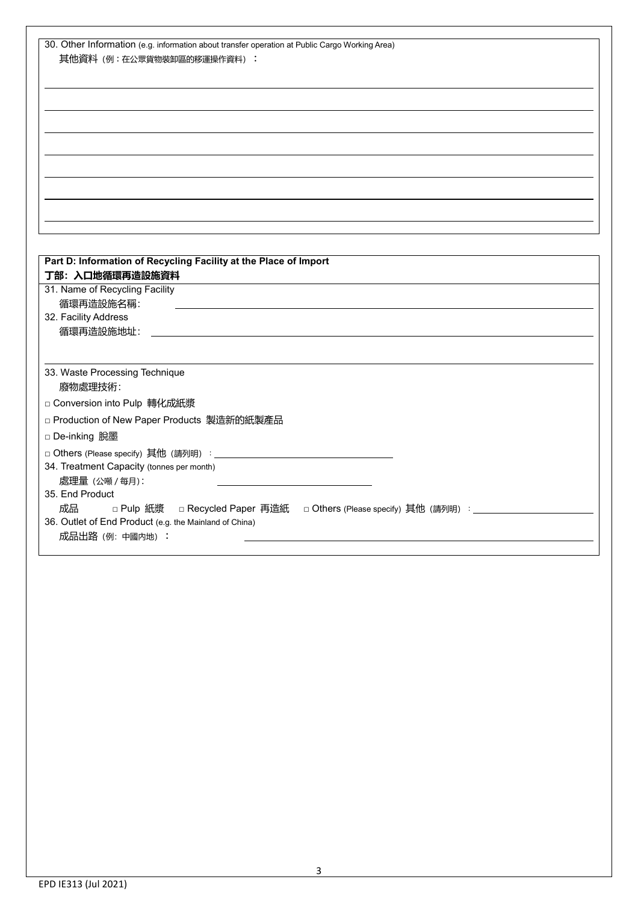30. Other Information (e.g. information about transfer operation at Public Cargo Working Area)
其他資料（例：在公眾貨物裝卸區的移運操作資料）：

______________________________________________

______________________________________________

______________________________________________

______________________________________________

______________________________________________

______________________________________________

______________________________________________

**Part D: Information of Recycling Facility at the Place of Import**
**丁部：入口地循環再造設施資料**

31. Name of Recycling Facility
循環再造設施名稱: ______________________________________________

32. Facility Address
循環再造設施地址: ______________________________________________

______________________________________________

33. Waste Processing Technique
廢物處理技術:

□ Conversion into Pulp 轉化成紙漿

□ Production of New Paper Products 製造新的紙製產品

□ De-inking 脫墨

□ Others (Please specify) 其他（請列明）: ______________________

34. Treatment Capacity (tonnes per month)
處理量（公噸 / 每月）: ______________________

35. End Product
成品 □ Pulp 紙漿 □ Recycled Paper 再造紙 □ Others (Please specify) 其他（請列明）: ______________________

36. Outlet of End Product (e.g. the Mainland of China)
成品出路（例: 中國內地）: ______________________________________________

EPD IE313 (Jul 2021)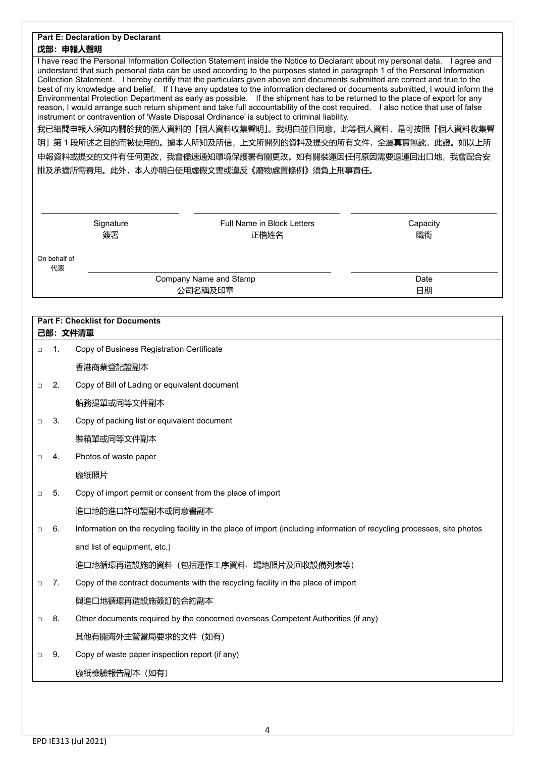## Part E: Declaration by Declarant
## 戊部：申報人聲明

I have read the Personal Information Collection Statement inside the Notice to Declarant about my personal data. I agree and understand that such personal data can be used according to the purposes stated in paragraph 1 of the Personal Information Collection Statement. I hereby certify that the particulars given above and documents submitted are correct and true to the best of my knowledge and belief. If I have any updates to the information declared or documents submitted, I would inform the Environmental Protection Department as early as possible. If the shipment has to be returned to the place of export for any reason, I would arrange such return shipment and take full accountability of the cost required. I also notice that use of false instrument or contravention of 'Waste Disposal Ordinance' is subject to criminal liability.

我已細閱申報人須知內關於我的個人資料的「個人資料收集聲明」。我明白並且同意，此等個人資料，是可按照「個人資料收集聲明」第 1 段所述之目的而被使用的。據本人所知及所信，上文所開列的資料及提交的所有文件，全屬真實無訛，此證。如以上所申報資料或提交的文件有任何更改，我會儘速通知環境保護署有關更改。如有關裝運因任何原因需要退運回出口地，我會配合安排及承擔所需費用。此外，本人亦明白使用虛假文書或違反《廢物處置條例》須負上刑事責任。

| | | |
|---|---|---|
| Signature<br>簽署 | Full Name in Block Letters<br>正楷姓名 | Capacity<br>職銜 |

On behalf of
代表

| | |
|---|---|
| Company Name and Stamp<br>公司名稱及印章 | Date<br>日期 |

## Part F: Checklist for Documents
## 己部：文件清單

- □ 1. Copy of Business Registration Certificate
  香港商業登記證副本
- □ 2. Copy of Bill of Lading or equivalent document
  船務提單或同等文件副本
- □ 3. Copy of packing list or equivalent document
  裝箱單或同等文件副本
- □ 4. Photos of waste paper
  廢紙照片
- □ 5. Copy of import permit or consent from the place of import
  進口地的進口許可證副本或同意書副本
- □ 6. Information on the recycling facility in the place of import (including information of recycling processes, site photos and list of equipment, etc.)
  進口地循環再造設施的資料（包括運作工序資料、場地照片及回收設備列表等）
- □ 7. Copy of the contract documents with the recycling facility in the place of import
  與進口地循環再造設施簽訂的合約副本
- □ 8. Other documents required by the concerned overseas Competent Authorities (if any)
  其他有關海外主管當局要求的文件（如有）
- □ 9. Copy of waste paper inspection report (if any)
  廢紙檢驗報告副本（如有）

EPD IE313 (Jul 2021)